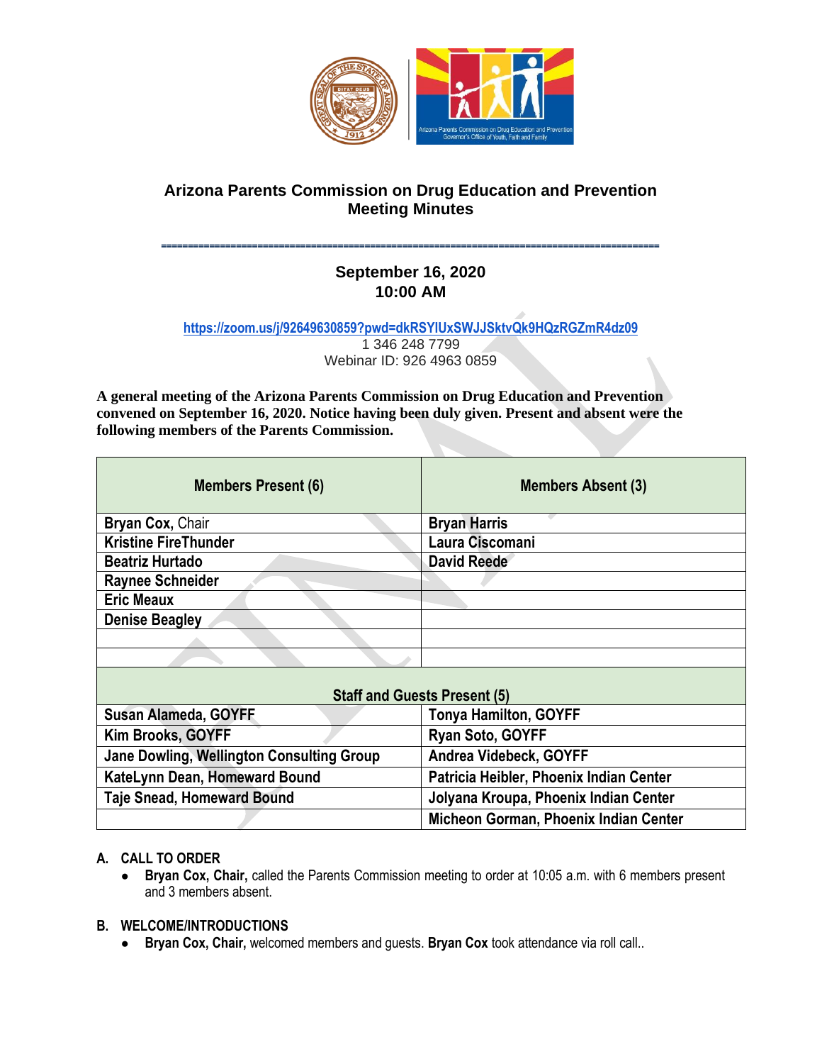# Arizona Parents Commission on Drug Education and Prevention
## Meeting Minutes

==========================================================================================

**September 16, 2020**
**10:00 AM**

https://zoom.us/j/92649630859?pwd=dkRSYlUxSWJJSktvQk9HQzRGZmR4dz09
1 346 248 7799
Webinar ID: 926 4963 0859

**A general meeting of the Arizona Parents Commission on Drug Education and Prevention convened on September 16, 2020. Notice having been duly given. Present and absent were the following members of the Parents Commission.**

| Members Present (6) | Members Absent (3) |
|---|---|
| **Bryan Cox,** Chair | **Bryan Harris** |
| **Kristine FireThunder** | **Laura Ciscomani** |
| **Beatriz Hurtado** | **David Reede** |
| **Raynee Schneider** | |
| **Eric Meaux** | |
| **Denise Beagley** | |
| | |
| | |
| **Staff and Guests Present (5)** | |
| **Susan Alameda, GOYFF** | **Tonya Hamilton, GOYFF** |
| **Kim Brooks, GOYFF** | **Ryan Soto, GOYFF** |
| **Jane Dowling, Wellington Consulting Group** | **Andrea Videbeck, GOYFF** |
| **KateLynn Dean, Homeward Bound** | **Patricia Heibler, Phoenix Indian Center** |
| **Taje Snead, Homeward Bound** | **Jolyana Kroupa, Phoenix Indian Center** |
| | **Micheon Gorman, Phoenix Indian Center** |

**A. CALL TO ORDER**

- **Bryan Cox, Chair,** called the Parents Commission meeting to order at 10:05 a.m. with 6 members present and 3 members absent.

**B. WELCOME/INTRODUCTIONS**

- **Bryan Cox, Chair,** welcomed members and guests. **Bryan Cox** took attendance via roll call..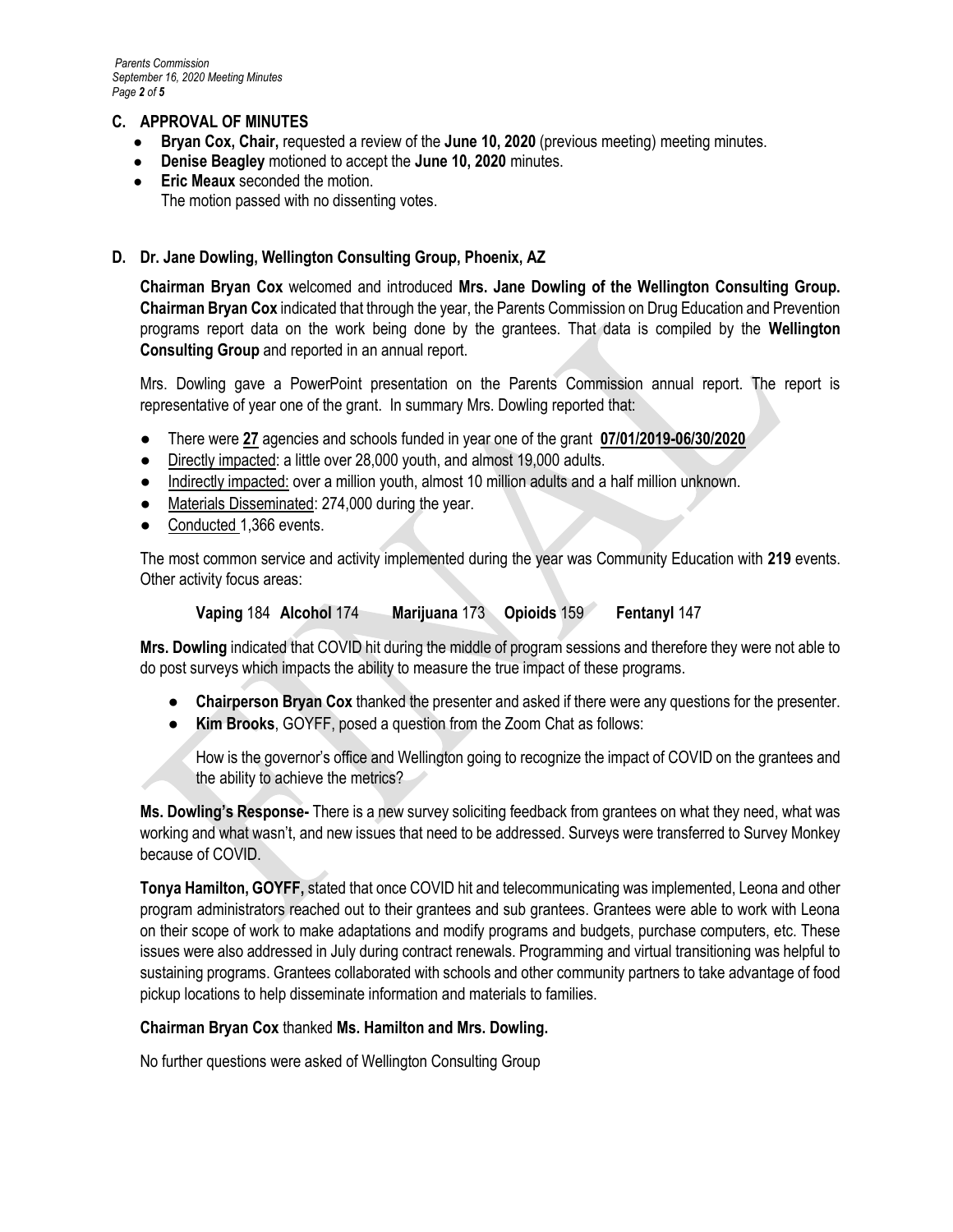## C. APPROVAL OF MINUTES

- **Bryan Cox, Chair,** requested a review of the **June 10, 2020** (previous meeting) meeting minutes.
- **Denise Beagley** motioned to accept the **June 10, 2020** minutes.
- **Eric Meaux** seconded the motion.
  The motion passed with no dissenting votes.

## D. Dr. Jane Dowling, Wellington Consulting Group, Phoenix, AZ

**Chairman Bryan Cox** welcomed and introduced **Mrs. Jane Dowling of the Wellington Consulting Group. Chairman Bryan Cox** indicated that through the year, the Parents Commission on Drug Education and Prevention programs report data on the work being done by the grantees. That data is compiled by the **Wellington Consulting Group** and reported in an annual report.

Mrs. Dowling gave a PowerPoint presentation on the Parents Commission annual report. The report is representative of year one of the grant. In summary Mrs. Dowling reported that:

- There were **27** agencies and schools funded in year one of the grant **07/01/2019-06/30/2020**
- Directly impacted: a little over 28,000 youth, and almost 19,000 adults.
- Indirectly impacted: over a million youth, almost 10 million adults and a half million unknown.
- Materials Disseminated: 274,000 during the year.
- Conducted 1,366 events.

The most common service and activity implemented during the year was Community Education with **219** events. Other activity focus areas:

**Vaping** 184 **Alcohol** 174 **Marijuana** 173 **Opioids** 159 **Fentanyl** 147

**Mrs. Dowling** indicated that COVID hit during the middle of program sessions and therefore they were not able to do post surveys which impacts the ability to measure the true impact of these programs.

- **Chairperson Bryan Cox** thanked the presenter and asked if there were any questions for the presenter.
- **Kim Brooks**, GOYFF, posed a question from the Zoom Chat as follows:

  How is the governor's office and Wellington going to recognize the impact of COVID on the grantees and the ability to achieve the metrics?

**Ms. Dowling's Response-** There is a new survey soliciting feedback from grantees on what they need, what was working and what wasn't, and new issues that need to be addressed. Surveys were transferred to Survey Monkey because of COVID.

**Tonya Hamilton, GOYFF,** stated that once COVID hit and telecommunicating was implemented, Leona and other program administrators reached out to their grantees and sub grantees. Grantees were able to work with Leona on their scope of work to make adaptations and modify programs and budgets, purchase computers, etc. These issues were also addressed in July during contract renewals. Programming and virtual transitioning was helpful to sustaining programs. Grantees collaborated with schools and other community partners to take advantage of food pickup locations to help disseminate information and materials to families.

**Chairman Bryan Cox** thanked **Ms. Hamilton and Mrs. Dowling.**

No further questions were asked of Wellington Consulting Group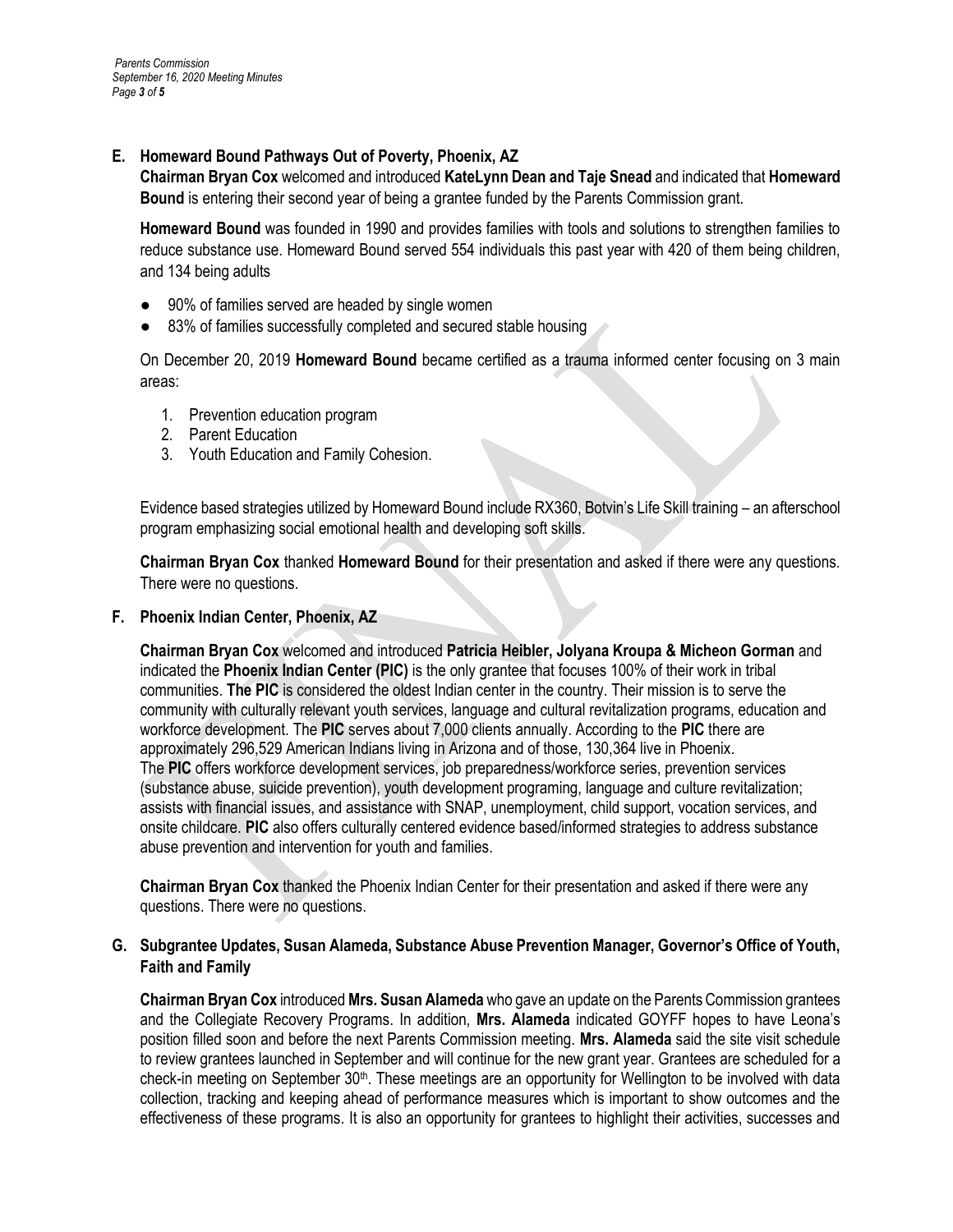**E. Homeward Bound Pathways Out of Poverty, Phoenix, AZ**

**Chairman Bryan Cox** welcomed and introduced **KateLynn Dean and Taje Snead** and indicated that **Homeward Bound** is entering their second year of being a grantee funded by the Parents Commission grant.

**Homeward Bound** was founded in 1990 and provides families with tools and solutions to strengthen families to reduce substance use. Homeward Bound served 554 individuals this past year with 420 of them being children, and 134 being adults

- 90% of families served are headed by single women
- 83% of families successfully completed and secured stable housing

On December 20, 2019 **Homeward Bound** became certified as a trauma informed center focusing on 3 main areas:

1. Prevention education program
2. Parent Education
3. Youth Education and Family Cohesion.

Evidence based strategies utilized by Homeward Bound include RX360, Botvin's Life Skill training – an afterschool program emphasizing social emotional health and developing soft skills.

**Chairman Bryan Cox** thanked **Homeward Bound** for their presentation and asked if there were any questions. There were no questions.

**F. Phoenix Indian Center, Phoenix, AZ**

**Chairman Bryan Cox** welcomed and introduced **Patricia Heibler, Jolyana Kroupa & Micheon Gorman** and indicated the **Phoenix Indian Center (PIC)** is the only grantee that focuses 100% of their work in tribal communities. **The PIC** is considered the oldest Indian center in the country. Their mission is to serve the community with culturally relevant youth services, language and cultural revitalization programs, education and workforce development. The **PIC** serves about 7,000 clients annually. According to the **PIC** there are approximately 296,529 American Indians living in Arizona and of those, 130,364 live in Phoenix. The **PIC** offers workforce development services, job preparedness/workforce series, prevention services (substance abuse, suicide prevention), youth development programing, language and culture revitalization; assists with financial issues, and assistance with SNAP, unemployment, child support, vocation services, and onsite childcare. **PIC** also offers culturally centered evidence based/informed strategies to address substance abuse prevention and intervention for youth and families.

**Chairman Bryan Cox** thanked the Phoenix Indian Center for their presentation and asked if there were any questions. There were no questions.

**G. Subgrantee Updates, Susan Alameda, Substance Abuse Prevention Manager, Governor's Office of Youth, Faith and Family**

**Chairman Bryan Cox** introduced **Mrs. Susan Alameda** who gave an update on the Parents Commission grantees and the Collegiate Recovery Programs. In addition, **Mrs. Alameda** indicated GOYFF hopes to have Leona's position filled soon and before the next Parents Commission meeting. **Mrs. Alameda** said the site visit schedule to review grantees launched in September and will continue for the new grant year. Grantees are scheduled for a check-in meeting on September 30th. These meetings are an opportunity for Wellington to be involved with data collection, tracking and keeping ahead of performance measures which is important to show outcomes and the effectiveness of these programs. It is also an opportunity for grantees to highlight their activities, successes and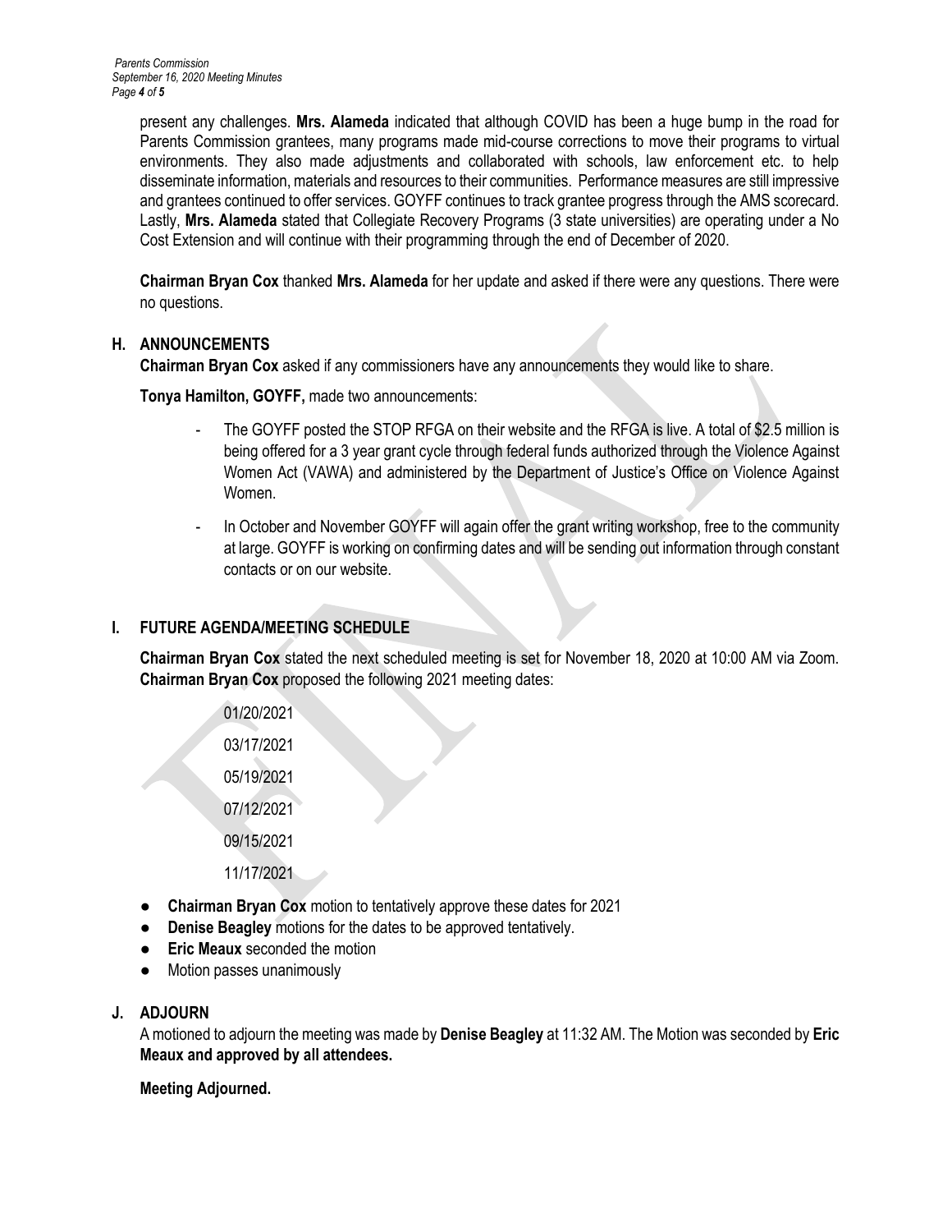present any challenges. **Mrs. Alameda** indicated that although COVID has been a huge bump in the road for Parents Commission grantees, many programs made mid-course corrections to move their programs to virtual environments. They also made adjustments and collaborated with schools, law enforcement etc. to help disseminate information, materials and resources to their communities. Performance measures are still impressive and grantees continued to offer services. GOYFF continues to track grantee progress through the AMS scorecard. Lastly, **Mrs. Alameda** stated that Collegiate Recovery Programs (3 state universities) are operating under a No Cost Extension and will continue with their programming through the end of December of 2020.

**Chairman Bryan Cox** thanked **Mrs. Alameda** for her update and asked if there were any questions. There were no questions.

## H. ANNOUNCEMENTS

**Chairman Bryan Cox** asked if any commissioners have any announcements they would like to share.

**Tonya Hamilton, GOYFF,** made two announcements:

- The GOYFF posted the STOP RFGA on their website and the RFGA is live. A total of $2.5 million is being offered for a 3 year grant cycle through federal funds authorized through the Violence Against Women Act (VAWA) and administered by the Department of Justice's Office on Violence Against Women.
- In October and November GOYFF will again offer the grant writing workshop, free to the community at large. GOYFF is working on confirming dates and will be sending out information through constant contacts or on our website.

## I. FUTURE AGENDA/MEETING SCHEDULE

**Chairman Bryan Cox** stated the next scheduled meeting is set for November 18, 2020 at 10:00 AM via Zoom. **Chairman Bryan Cox** proposed the following 2021 meeting dates:

01/20/2021

03/17/2021

05/19/2021

07/12/2021

09/15/2021

11/17/2021

- **Chairman Bryan Cox** motion to tentatively approve these dates for 2021
- **Denise Beagley** motions for the dates to be approved tentatively.
- **Eric Meaux** seconded the motion
- Motion passes unanimously

## J. ADJOURN

A motioned to adjourn the meeting was made by **Denise Beagley** at 11:32 AM. The Motion was seconded by **Eric Meaux and approved by all attendees.**

**Meeting Adjourned.**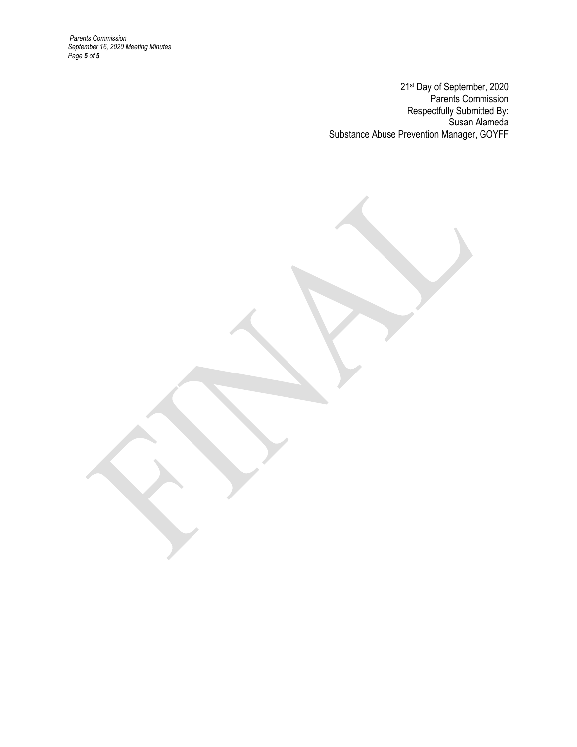21st Day of September, 2020
Parents Commission
Respectfully Submitted By:
Susan Alameda
Substance Abuse Prevention Manager, GOYFF